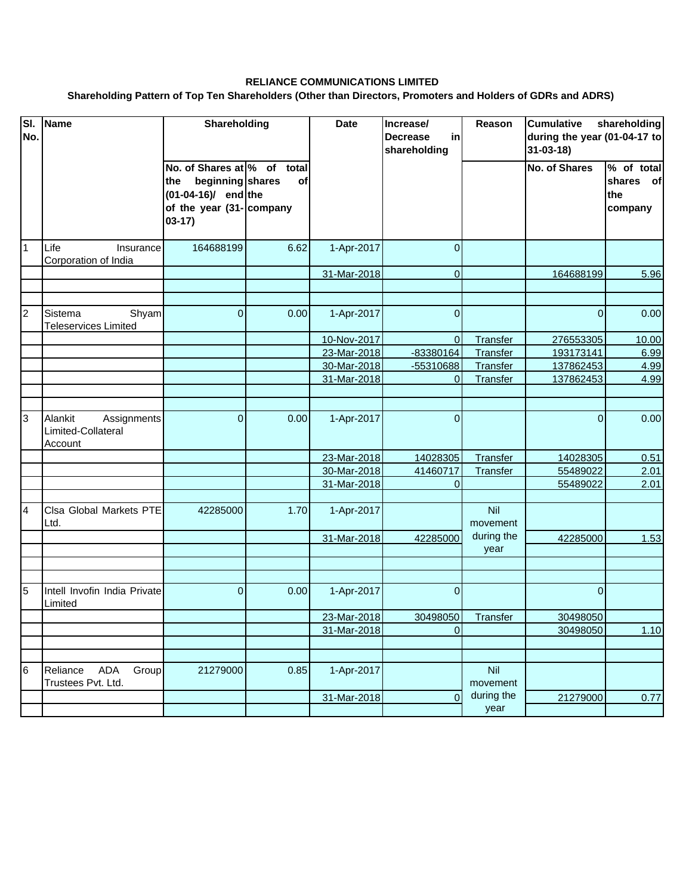**RELIANCE COMMUNICATIONS LIMITED**

**Shareholding Pattern of Top Ten Shareholders (Other than Directors, Promoters and Holders of GDRs and ADRS)**

| Sl. No. | Name | Shareholding | | Date | Increase/ Decrease in shareholding | Reason | Cumulative shareholding during the year (01-04-17 to 31-03-18) | |
|---|---|---|---|---|---|---|---|---|
| | | No. of Shares at the beginning (01-04-16)/ end of the year (31-03-17) | % of total shares of the company | | | | No. of Shares | % of total shares of the company |
| 1 | Life Insurance Corporation of India | 164688199 | 6.62 | 1-Apr-2017 | 0 | | | |
| | | | | 31-Mar-2018 | 0 | | 164688199 | 5.96 |
| | | | | | | | | |
| | | | | | | | | |
| 2 | Sistema Shyam Teleservices Limited | 0 | 0.00 | 1-Apr-2017 | 0 | | 0 | 0.00 |
| | | | | 10-Nov-2017 | 0 | Transfer | 276553305 | 10.00 |
| | | | | 23-Mar-2018 | -83380164 | Transfer | 193173141 | 6.99 |
| | | | | 30-Mar-2018 | -55310688 | Transfer | 137862453 | 4.99 |
| | | | | 31-Mar-2018 | 0 | Transfer | 137862453 | 4.99 |
| | | | | | | | | |
| | | | | | | | | |
| 3 | Alankit Assignments Limited-Collateral Account | 0 | 0.00 | 1-Apr-2017 | 0 | | 0 | 0.00 |
| | | | | 23-Mar-2018 | 14028305 | Transfer | 14028305 | 0.51 |
| | | | | 30-Mar-2018 | 41460717 | Transfer | 55489022 | 2.01 |
| | | | | 31-Mar-2018 | 0 | | 55489022 | 2.01 |
| | | | | | | | | |
| 4 | Clsa Global Markets PTE Ltd. | 42285000 | 1.70 | 1-Apr-2017 | | Nil movement during the year | | |
| | | | | 31-Mar-2018 | 42285000 | | 42285000 | 1.53 |
| | | | | | | | | |
| | | | | | | | | |
| | | | | | | | | |
| 5 | Intell Invofin India Private Limited | 0 | 0.00 | 1-Apr-2017 | 0 | | 0 | |
| | | | | 23-Mar-2018 | 30498050 | Transfer | 30498050 | |
| | | | | 31-Mar-2018 | 0 | | 30498050 | 1.10 |
| | | | | | | | | |
| | | | | | | | | |
| 6 | Reliance ADA Group Trustees Pvt. Ltd. | 21279000 | 0.85 | 1-Apr-2017 | | Nil movement during the year | | |
| | | | | 31-Mar-2018 | 0 | | 21279000 | 0.77 |
| | | | | | | | | |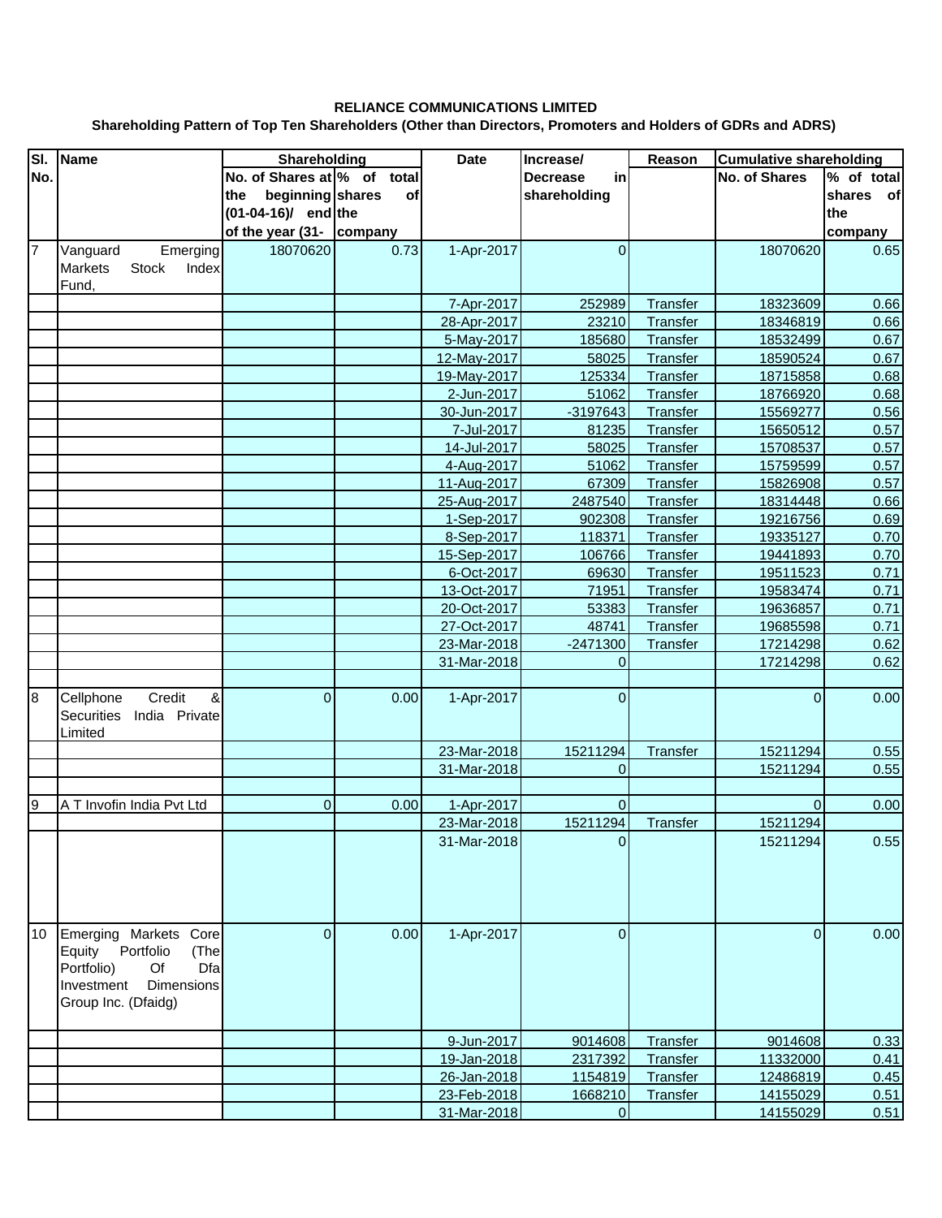**RELIANCE COMMUNICATIONS LIMITED**

**Shareholding Pattern of Top Ten Shareholders (Other than Directors, Promoters and Holders of GDRs and ADRS)**

| Sl. No. | Name | Shareholding | | Date | Increase/ Decrease in shareholding | Reason | Cumulative shareholding | |
|---|---|---|---|---|---|---|---|---|
| | | No. of Shares at the beginning (01-04-16)/ end of the year (31- | % of total shares of the company | | | | No. of Shares | % of total shares of the company |
| 7 | Vanguard Emerging Markets Stock Index Fund, | 18070620 | 0.73 | 1-Apr-2017 | 0 | | 18070620 | 0.65 |
| | | | | 7-Apr-2017 | 252989 | Transfer | 18323609 | 0.66 |
| | | | | 28-Apr-2017 | 23210 | Transfer | 18346819 | 0.66 |
| | | | | 5-May-2017 | 185680 | Transfer | 18532499 | 0.67 |
| | | | | 12-May-2017 | 58025 | Transfer | 18590524 | 0.67 |
| | | | | 19-May-2017 | 125334 | Transfer | 18715858 | 0.68 |
| | | | | 2-Jun-2017 | 51062 | Transfer | 18766920 | 0.68 |
| | | | | 30-Jun-2017 | -3197643 | Transfer | 15569277 | 0.56 |
| | | | | 7-Jul-2017 | 81235 | Transfer | 15650512 | 0.57 |
| | | | | 14-Jul-2017 | 58025 | Transfer | 15708537 | 0.57 |
| | | | | 4-Aug-2017 | 51062 | Transfer | 15759599 | 0.57 |
| | | | | 11-Aug-2017 | 67309 | Transfer | 15826908 | 0.57 |
| | | | | 25-Aug-2017 | 2487540 | Transfer | 18314448 | 0.66 |
| | | | | 1-Sep-2017 | 902308 | Transfer | 19216756 | 0.69 |
| | | | | 8-Sep-2017 | 118371 | Transfer | 19335127 | 0.70 |
| | | | | 15-Sep-2017 | 106766 | Transfer | 19441893 | 0.70 |
| | | | | 6-Oct-2017 | 69630 | Transfer | 19511523 | 0.71 |
| | | | | 13-Oct-2017 | 71951 | Transfer | 19583474 | 0.71 |
| | | | | 20-Oct-2017 | 53383 | Transfer | 19636857 | 0.71 |
| | | | | 27-Oct-2017 | 48741 | Transfer | 19685598 | 0.71 |
| | | | | 23-Mar-2018 | -2471300 | Transfer | 17214298 | 0.62 |
| | | | | 31-Mar-2018 | 0 | | 17214298 | 0.62 |
| | | | | | | | | |
| 8 | Cellphone Credit & Securities India Private Limited | 0 | 0.00 | 1-Apr-2017 | 0 | | 0 | 0.00 |
| | | | | 23-Mar-2018 | 15211294 | Transfer | 15211294 | 0.55 |
| | | | | 31-Mar-2018 | 0 | | 15211294 | 0.55 |
| | | | | | | | | |
| 9 | A T Invofin India Pvt Ltd | 0 | 0.00 | 1-Apr-2017 | 0 | | 0 | 0.00 |
| | | | | 23-Mar-2018 | 15211294 | Transfer | 15211294 | |
| | | | | 31-Mar-2018 | 0 | | 15211294 | 0.55 |
| 10 | Emerging Markets Core Equity Portfolio (The Portfolio) Of Dfa Investment Dimensions Group Inc. (Dfaidg) | 0 | 0.00 | 1-Apr-2017 | 0 | | 0 | 0.00 |
| | | | | 9-Jun-2017 | 9014608 | Transfer | 9014608 | 0.33 |
| | | | | 19-Jan-2018 | 2317392 | Transfer | 11332000 | 0.41 |
| | | | | 26-Jan-2018 | 1154819 | Transfer | 12486819 | 0.45 |
| | | | | 23-Feb-2018 | 1668210 | Transfer | 14155029 | 0.51 |
| | | | | 31-Mar-2018 | 0 | | 14155029 | 0.51 |